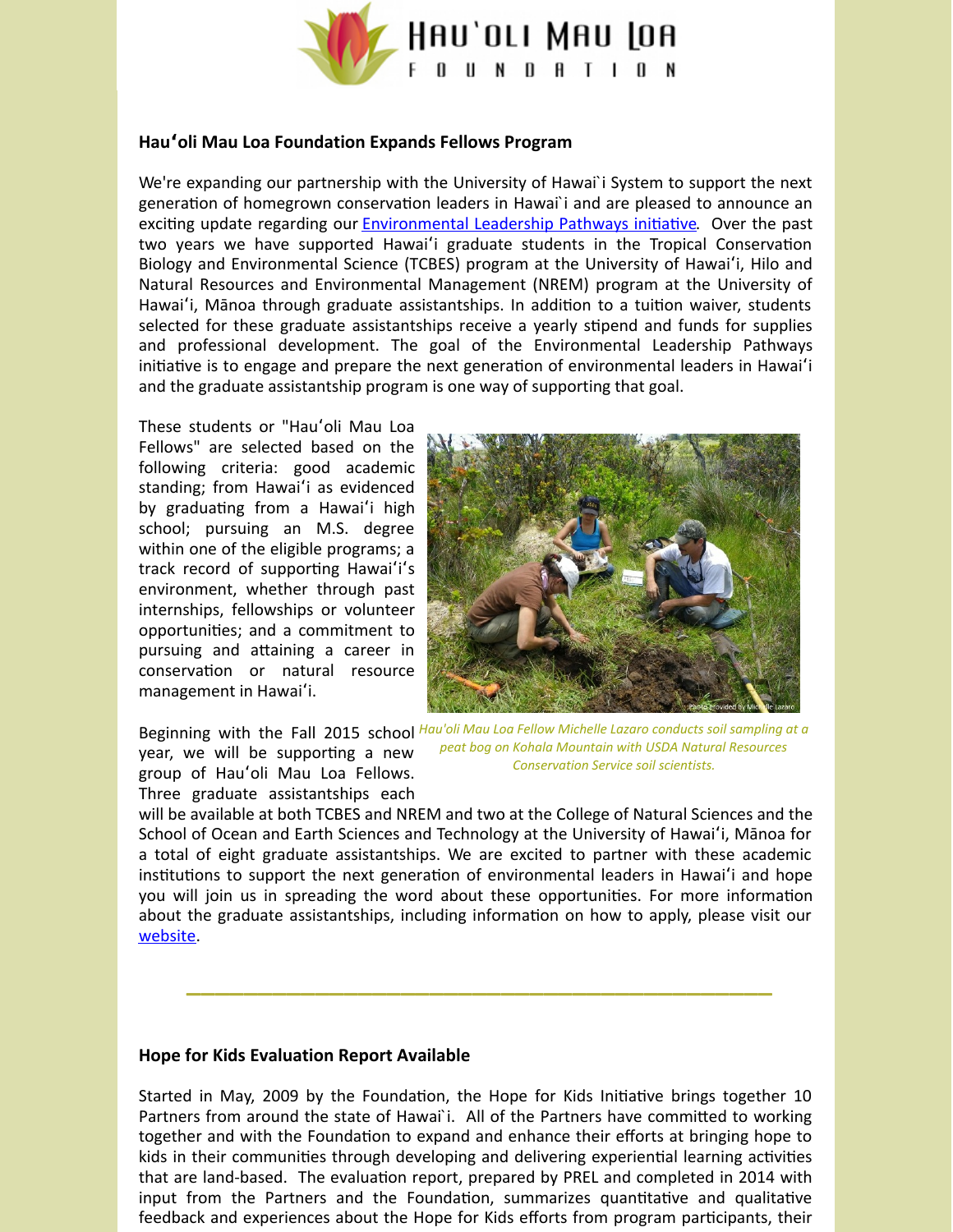# Hauʻoli Mau Loa Foundation

## Hauʻoli Mau Loa Foundation Expands Fellows Program

We're expanding our partnership with the University of Hawai`i System to support the next generation of homegrown conservation leaders in Hawai`i and are pleased to announce an exciting update regarding our Environmental Leadership Pathways initiative. Over the past two years we have supported Hawaiʻi graduate students in the Tropical Conservation Biology and Environmental Science (TCBES) program at the University of Hawaiʻi, Hilo and Natural Resources and Environmental Management (NREM) program at the University of Hawaiʻi, Mānoa through graduate assistantships. In addition to a tuition waiver, students selected for these graduate assistantships receive a yearly stipend and funds for supplies and professional development. The goal of the Environmental Leadership Pathways initiative is to engage and prepare the next generation of environmental leaders in Hawaiʻi and the graduate assistantship program is one way of supporting that goal.

These students or "Hauʻoli Mau Loa Fellows" are selected based on the following criteria: good academic standing; from Hawaiʻi as evidenced by graduating from a Hawaiʻi high school; pursuing an M.S. degree within one of the eligible programs; a track record of supporting Hawaiʻi's environment, whether through past internships, fellowships or volunteer opportunities; and a commitment to pursuing and attaining a career in conservation or natural resource management in Hawaiʻi.

*Hau'oli Mau Loa Fellow Michelle Lazaro conducts soil sampling at a peat bog on Kohala Mountain with USDA Natural Resources Conservation Service soil scientists.*

Beginning with the Fall 2015 school year, we will be supporting a new group of Hauʻoli Mau Loa Fellows. Three graduate assistantships each will be available at both TCBES and NREM and two at the College of Natural Sciences and the School of Ocean and Earth Sciences and Technology at the University of Hawaiʻi, Mānoa for a total of eight graduate assistantships. We are excited to partner with these academic institutions to support the next generation of environmental leaders in Hawaiʻi and hope you will join us in spreading the word about these opportunities. For more information about the graduate assistantships, including information on how to apply, please visit our website.

---

## Hope for Kids Evaluation Report Available

Started in May, 2009 by the Foundation, the Hope for Kids Initiative brings together 10 Partners from around the state of Hawai`i. All of the Partners have committed to working together and with the Foundation to expand and enhance their efforts at bringing hope to kids in their communities through developing and delivering experiential learning activities that are land-based. The evaluation report, prepared by PREL and completed in 2014 with input from the Partners and the Foundation, summarizes quantitative and qualitative feedback and experiences about the Hope for Kids efforts from program participants, their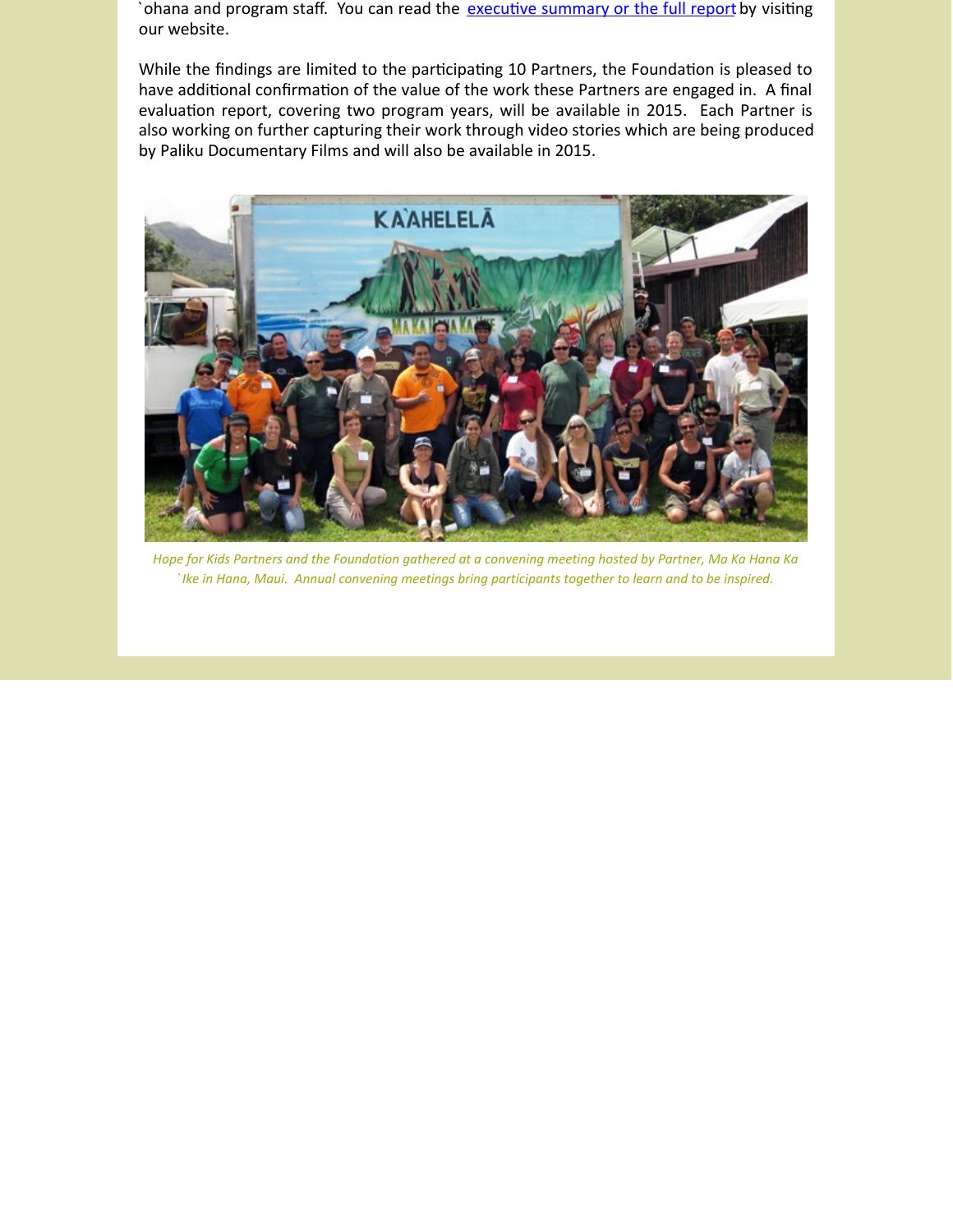`ohana and program staff. You can read the executive summary or the full report by visiting our website.

While the findings are limited to the participating 10 Partners, the Foundation is pleased to have additional confirmation of the value of the work these Partners are engaged in. A final evaluation report, covering two program years, will be available in 2015. Each Partner is also working on further capturing their work through video stories which are being produced by Paliku Documentary Films and will also be available in 2015.

*Hope for Kids Partners and the Foundation gathered at a convening meeting hosted by Partner, Ma Ka Hana Ka `Ike in Hana, Maui. Annual convening meetings bring participants together to learn and to be inspired.*